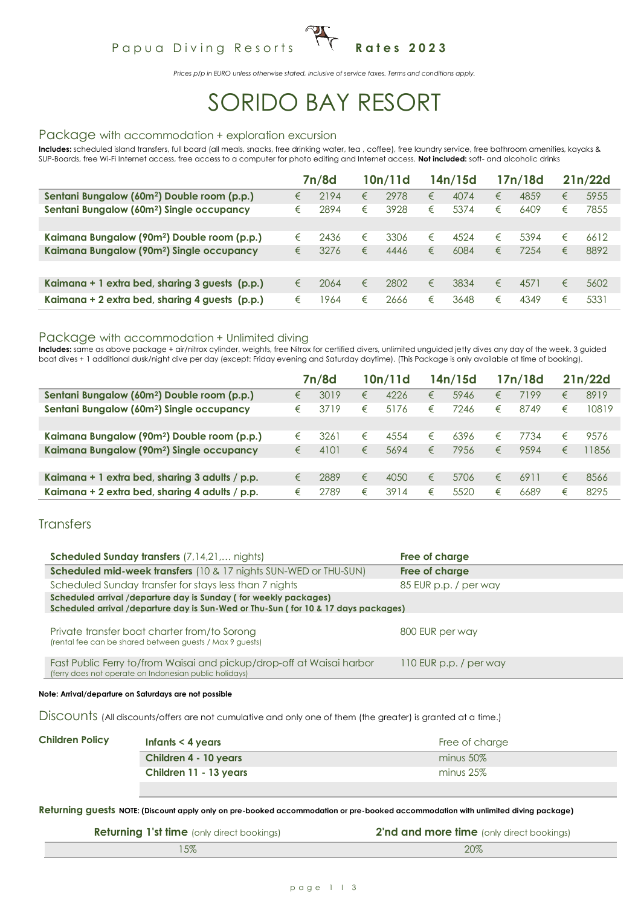Papua Diving Resorts **Rates 2023**

*Prices p/p in EURO unless otherwise stated, inclusive of service taxes. Terms and conditions apply.*

# SORIDO BAY RESORT

## Package with accommodation + exploration excursion

**Includes:** scheduled island transfers, full board (all meals, snacks, free drinking water, tea , coffee), free laundry service, free bathroom amenities, kayaks & SUP-Boards, free Wi-Fi Internet access, free access to a computer for photo editing and Internet access. **Not included:** soft- and alcoholic drinks

| | 7n/8d | 10n/11d | 14n/15d | 17n/18d | 21n/22d |
|---|---|---|---|---|---|
| **Sentani Bungalow (60m²) Double room (p.p.)** | € 2194 | € 2978 | € 4074 | € 4859 | € 5955 |
| **Sentani Bungalow (60m²) Single occupancy** | € 2894 | € 3928 | € 5374 | € 6409 | € 7855 |
| | | | | | |
| **Kaimana Bungalow (90m²) Double room (p.p.)** | € 2436 | € 3306 | € 4524 | € 5394 | € 6612 |
| **Kaimana Bungalow (90m²) Single occupancy** | € 3276 | € 4446 | € 6084 | € 7254 | € 8892 |
| | | | | | |
| **Kaimana + 1 extra bed, sharing 3 guests (p.p.)** | € 2064 | € 2802 | € 3834 | € 4571 | € 5602 |
| **Kaimana + 2 extra bed, sharing 4 guests (p.p.)** | € 1964 | € 2666 | € 3648 | € 4349 | € 5331 |

## Package with accommodation + Unlimited diving

**Includes:** same as above package + air/nitrox cylinder, weights, free Nitrox for certified divers, unlimited unguided jetty dives any day of the week, 3 guided boat dives + 1 additional dusk/night dive per day (except: Friday evening and Saturday daytime). (This Package is only available at time of booking).

| | 7n/8d | 10n/11d | 14n/15d | 17n/18d | 21n/22d |
|---|---|---|---|---|---|
| **Sentani Bungalow (60m²) Double room (p.p.)** | € 3019 | € 4226 | € 5946 | € 7199 | € 8919 |
| **Sentani Bungalow (60m²) Single occupancy** | € 3719 | € 5176 | € 7246 | € 8749 | € 10819 |
| | | | | | |
| **Kaimana Bungalow (90m²) Double room (p.p.)** | € 3261 | € 4554 | € 6396 | € 7734 | € 9576 |
| **Kaimana Bungalow (90m²) Single occupancy** | € 4101 | € 5694 | € 7956 | € 9594 | € 11856 |
| | | | | | |
| **Kaimana + 1 extra bed, sharing 3 adults / p.p.** | € 2889 | € 4050 | € 5706 | € 6911 | € 8566 |
| **Kaimana + 2 extra bed, sharing 4 adults / p.p.** | € 2789 | € 3914 | € 5520 | € 6689 | € 8295 |

## Transfers

| | |
|---|---|
| **Scheduled Sunday transfers** (7,14,21,… nights) | **Free of charge** |
| **Scheduled mid-week transfers** (10 & 17 nights SUN-WED or THU-SUN) | **Free of charge** |
| Scheduled Sunday transfer for stays less than 7 nights | 85 EUR p.p. / per way |
| **Scheduled arrival /departure day is Sunday ( for weekly packages)**<br>**Scheduled arrival /departure day is Sun-Wed or Thu-Sun ( for 10 & 17 days packages)** | |
| Private transfer boat charter from/to Sorong<br>(rental fee can be shared between guests / Max 9 guests) | 800 EUR per way |
| Fast Public Ferry to/from Waisai and pickup/drop-off at Waisai harbor<br>(ferry does not operate on Indonesian public holidays) | 110 EUR p.p. / per way |

**Note: Arrival/departure on Saturdays are not possible**

## Discounts (All discounts/offers are not cumulative and only one of them (the greater) is granted at a time.)

| Children Policy | | |
|---|---|---|
| | **Infants < 4 years** | Free of charge |
| | **Children 4 - 10 years** | minus 50% |
| | **Children 11 - 13 years** | minus 25% |

**Returning guests NOTE: (Discount apply only on pre-booked accommodation or pre-booked accommodation with unlimited diving package)**

| **Returning 1'st time** (only direct bookings) | **2'nd and more time** (only direct bookings) |
|---|---|
| 15% | 20% |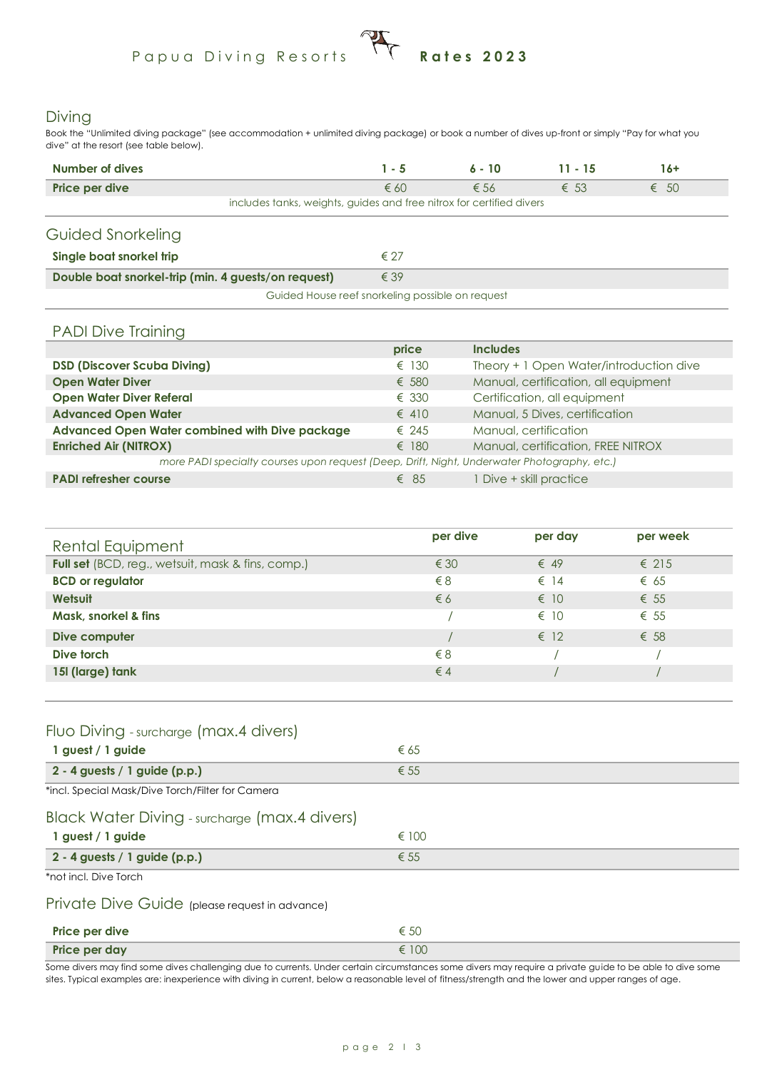# Papua Diving Resorts — Rates 2023

## Diving

Book the "Unlimited diving package" (see accommodation + unlimited diving package) or book a number of dives up-front or simply "Pay for what you dive" at the resort (see table below).

| Number of dives | 1 - 5 | 6 - 10 | 11 - 15 | 16+ |
|---|---|---|---|---|
| Price per dive | € 60 | € 56 | € 53 | € 50 |

includes tanks, weights, guides and free nitrox for certified divers

## Guided Snorkeling

| | |
|---|---|
| Single boat snorkel trip | € 27 |
| Double boat snorkel-trip (min. 4 guests/on request) | € 39 |

Guided House reef snorkeling possible on request

## PADI Dive Training

| | price | Includes |
|---|---|---|
| **DSD (Discover Scuba Diving)** | € 130 | Theory + 1 Open Water/introduction dive |
| **Open Water Diver** | € 580 | Manual, certification, all equipment |
| **Open Water Diver Referal** | € 330 | Certification, all equipment |
| **Advanced Open Water** | € 410 | Manual, 5 Dives, certification |
| **Advanced Open Water combined with Dive package** | € 245 | Manual, certification |
| **Enriched Air (NITROX)** | € 180 | Manual, certification, FREE NITROX |
| *more PADI specialty courses upon request (Deep, Drift, Night, Underwater Photography, etc.)* | | |
| **PADI refresher course** | € 85 | 1 Dive + skill practice |

## Rental Equipment

| | per dive | per day | per week |
|---|---|---|---|
| **Full set** (BCD, reg., wetsuit, mask & fins, comp.) | € 30 | € 49 | € 215 |
| **BCD or regulator** | € 8 | € 14 | € 65 |
| **Wetsuit** | € 6 | € 10 | € 55 |
| **Mask, snorkel & fins** | / | € 10 | € 55 |
| **Dive computer** | / | € 12 | € 58 |
| **Dive torch** | € 8 | / | / |
| **15l (large) tank** | € 4 | / | / |

## Fluo Diving - surcharge (max.4 divers)

| | |
|---|---|
| 1 guest / 1 guide | € 65 |
| 2 - 4 guests / 1 guide (p.p.) | € 55 |

*incl. Special Mask/Dive Torch/Filter for Camera

## Black Water Diving - surcharge (max.4 divers)

| | |
|---|---|
| 1 guest / 1 guide | € 100 |
| 2 - 4 guests / 1 guide (p.p.) | € 55 |

*not incl. Dive Torch

## Private Dive Guide (please request in advance)

| | |
|---|---|
| Price per dive | € 50 |
| Price per day | € 100 |

Some divers may find some dives challenging due to currents. Under certain circumstances some divers may require a private guide to be able to dive some sites. Typical examples are: inexperience with diving in current, below a reasonable level of fitness/strength and the lower and upper ranges of age.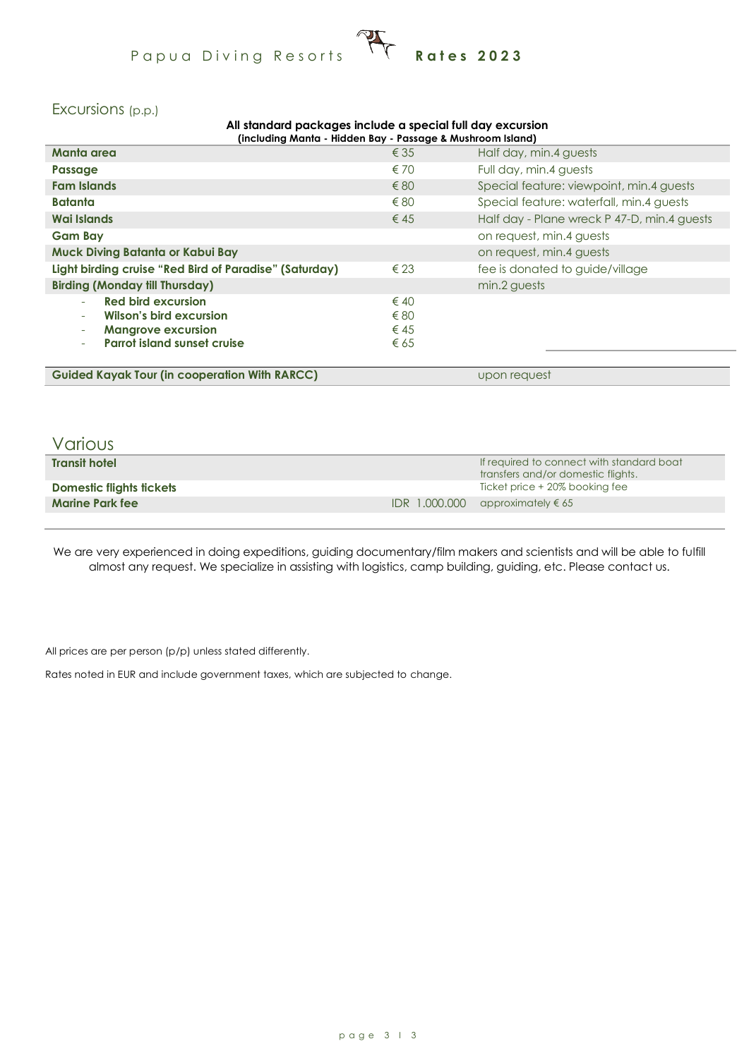## Excursions (p.p.)

**All standard packages include a special full day excursion**
**(including Manta - Hidden Bay - Passage & Mushroom Island)**

| | | |
|---|---|---|
| **Manta area** | € 35 | Half day, min.4 guests |
| **Passage** | € 70 | Full day, min.4 guests |
| **Fam Islands** | € 80 | Special feature: viewpoint, min.4 guests |
| **Batanta** | € 80 | Special feature: waterfall, min.4 guests |
| **Wai Islands** | € 45 | Half day - Plane wreck P 47-D, min.4 guests |
| **Gam Bay** | | on request, min.4 guests |
| **Muck Diving Batanta or Kabui Bay** | | on request, min.4 guests |
| **Light birding cruise "Red Bird of Paradise" (Saturday)** | € 23 | fee is donated to guide/village |
| **Birding (Monday till Thursday)** | | min.2 guests |
| - **Red bird excursion** | € 40 | |
| - **Wilson's bird excursion** | € 80 | |
| - **Mangrove excursion** | € 45 | |
| - **Parrot island sunset cruise** | € 65 | |
| **Guided Kayak Tour (in cooperation With RARCC)** | | upon request |

## Various

| | | |
|---|---|---|
| **Transit hotel** | | If required to connect with standard boat transfers and/or domestic flights. |
| **Domestic flights tickets** | | Ticket price + 20% booking fee |
| **Marine Park fee** | IDR 1.000.000 | approximately € 65 |

We are very experienced in doing expeditions, guiding documentary/film makers and scientists and will be able to fulfill almost any request. We specialize in assisting with logistics, camp building, guiding, etc. Please contact us.

All prices are per person (p/p) unless stated differently.

Rates noted in EUR and include government taxes, which are subjected to change.